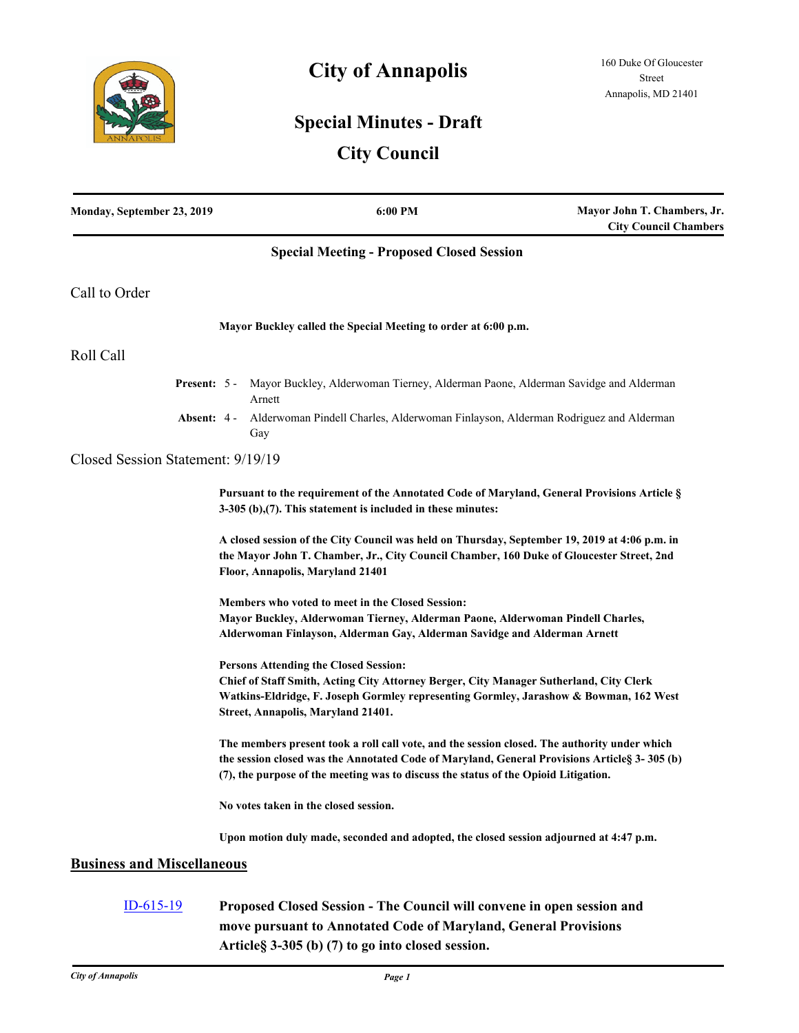# City of Annapolis

160 Duke Of Gloucester Street
Annapolis, MD 21401

## Special Minutes - Draft

## City Council

| Monday, September 23, 2019 | 6:00 PM | Mayor John T. Chambers, Jr. City Council Chambers |
|---|---|---|

### Special Meeting - Proposed Closed Session

## Call to Order

**Mayor Buckley called the Special Meeting to order at 6:00 p.m.**

## Roll Call

**Present:** 5 - Mayor Buckley, Alderwoman Tierney, Alderman Paone, Alderman Savidge and Alderman Arnett

**Absent:** 4 - Alderwoman Pindell Charles, Alderwoman Finlayson, Alderman Rodriguez and Alderman Gay

## Closed Session Statement: 9/19/19

**Pursuant to the requirement of the Annotated Code of Maryland, General Provisions Article § 3-305 (b),(7). This statement is included in these minutes:**

**A closed session of the City Council was held on Thursday, September 19, 2019 at 4:06 p.m. in the Mayor John T. Chamber, Jr., City Council Chamber, 160 Duke of Gloucester Street, 2nd Floor, Annapolis, Maryland 21401**

**Members who voted to meet in the Closed Session:**
**Mayor Buckley, Alderwoman Tierney, Alderman Paone, Alderwoman Pindell Charles, Alderwoman Finlayson, Alderman Gay, Alderman Savidge and Alderman Arnett**

**Persons Attending the Closed Session:**
**Chief of Staff Smith, Acting City Attorney Berger, City Manager Sutherland, City Clerk Watkins-Eldridge, F. Joseph Gormley representing Gormley, Jarashow & Bowman, 162 West Street, Annapolis, Maryland 21401.**

**The members present took a roll call vote, and the session closed. The authority under which the session closed was the Annotated Code of Maryland, General Provisions Article§ 3- 305 (b) (7), the purpose of the meeting was to discuss the status of the Opioid Litigation.**

**No votes taken in the closed session.**

**Upon motion duly made, seconded and adopted, the closed session adjourned at 4:47 p.m.**

## Business and Miscellaneous

ID-615-19 **Proposed Closed Session - The Council will convene in open session and move pursuant to Annotated Code of Maryland, General Provisions Article§ 3-305 (b) (7) to go into closed session.**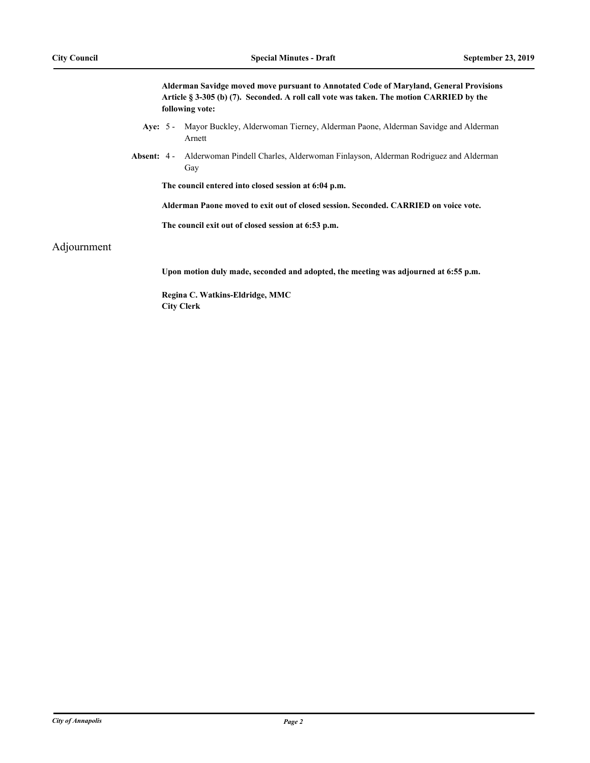**Alderman Savidge moved move pursuant to Annotated Code of Maryland, General Provisions Article § 3-305 (b) (7). Seconded. A roll call vote was taken. The motion CARRIED by the following vote:**

**Aye:** 5 - Mayor Buckley, Alderwoman Tierney, Alderman Paone, Alderman Savidge and Alderman Arnett

**Absent:** 4 - Alderwoman Pindell Charles, Alderwoman Finlayson, Alderman Rodriguez and Alderman Gay

**The council entered into closed session at 6:04 p.m.**

**Alderman Paone moved to exit out of closed session. Seconded. CARRIED on voice vote.**

**The council exit out of closed session at 6:53 p.m.**

## Adjournment

**Upon motion duly made, seconded and adopted, the meeting was adjourned at 6:55 p.m.**

**Regina C. Watkins-Eldridge, MMC**
**City Clerk**